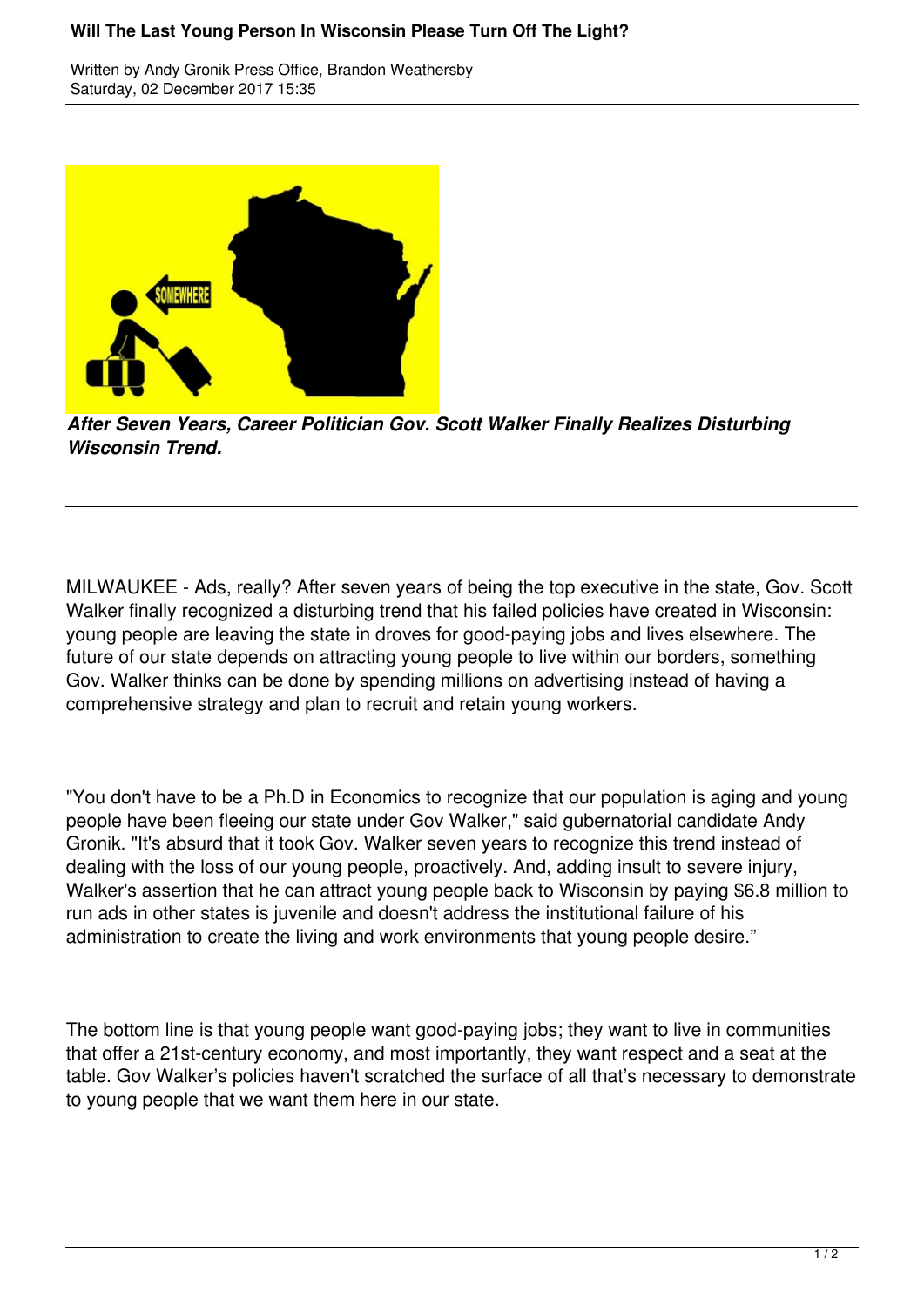# Will The Last Young Person In Wisconsin Please Turn Off The Light?

Written by Andy Gronik Press Office, Brandon Weathersby
Saturday, 02 December 2017 15:35

***After Seven Years, Career Politician Gov. Scott Walker Finally Realizes Disturbing Wisconsin Trend.***

---

MILWAUKEE - Ads, really? After seven years of being the top executive in the state, Gov. Scott Walker finally recognized a disturbing trend that his failed policies have created in Wisconsin: young people are leaving the state in droves for good-paying jobs and lives elsewhere. The future of our state depends on attracting young people to live within our borders, something Gov. Walker thinks can be done by spending millions on advertising instead of having a comprehensive strategy and plan to recruit and retain young workers.

"You don't have to be a Ph.D in Economics to recognize that our population is aging and young people have been fleeing our state under Gov Walker," said gubernatorial candidate Andy Gronik. "It's absurd that it took Gov. Walker seven years to recognize this trend instead of dealing with the loss of our young people, proactively. And, adding insult to severe injury, Walker's assertion that he can attract young people back to Wisconsin by paying $6.8 million to run ads in other states is juvenile and doesn't address the institutional failure of his administration to create the living and work environments that young people desire."

The bottom line is that young people want good-paying jobs; they want to live in communities that offer a 21st-century economy, and most importantly, they want respect and a seat at the table. Gov Walker's policies haven't scratched the surface of all that's necessary to demonstrate to young people that we want them here in our state.